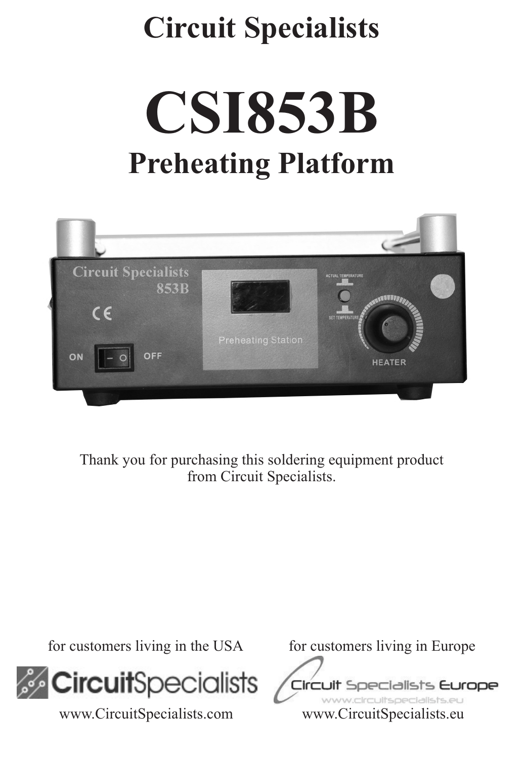# Circuit Specialists

# CSI853B

## Preheating Platform

Thank you for purchasing this soldering equipment product from Circuit Specialists.

for customers living in the USA

www.CircuitSpecialists.com

for customers living in Europe

www.CircuitSpecialists.eu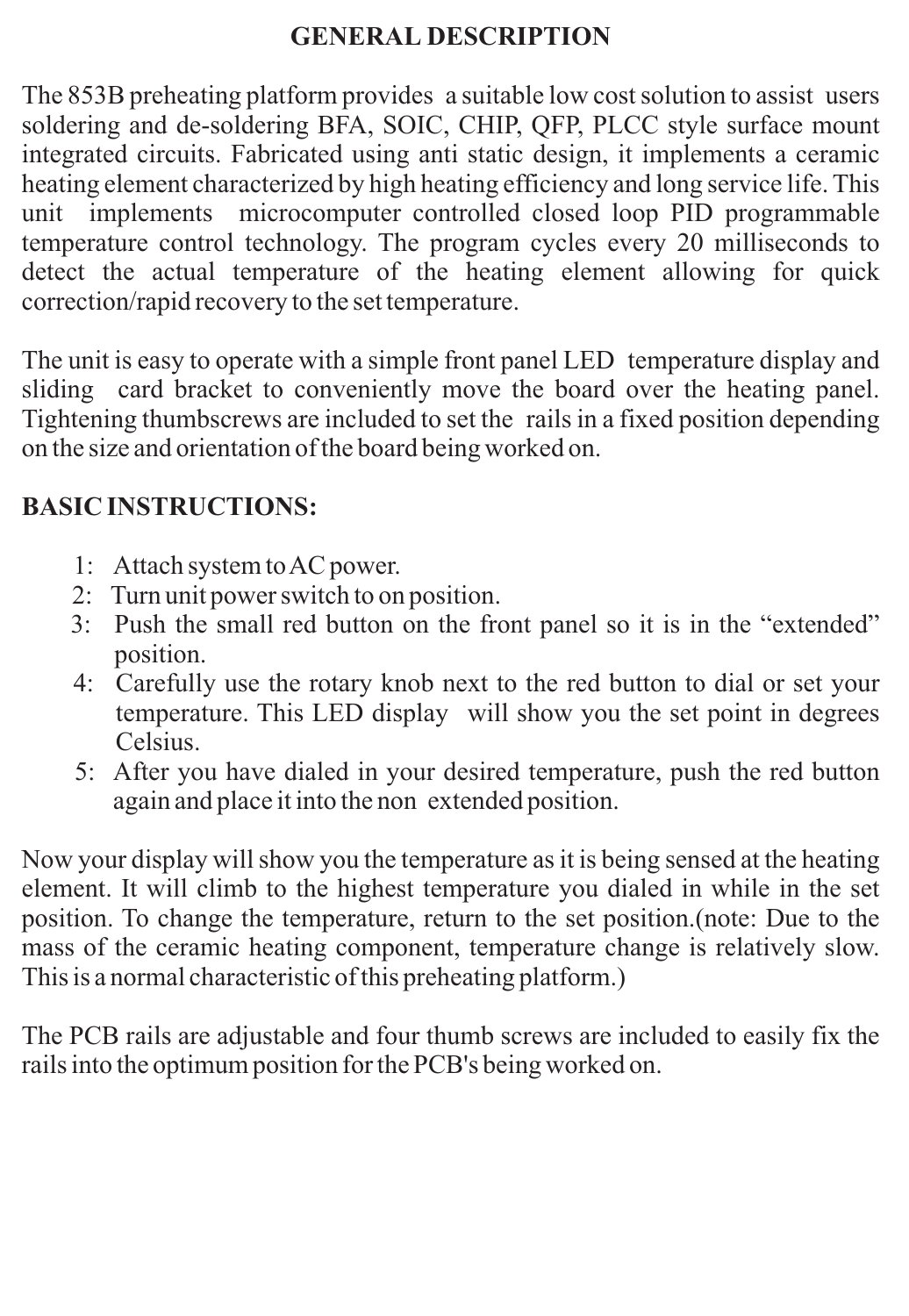## GENERAL DESCRIPTION

The 853B preheating platform provides a suitable low cost solution to assist users soldering and de-soldering BFA, SOIC, CHIP, QFP, PLCC style surface mount integrated circuits. Fabricated using anti static design, it implements a ceramic heating element characterized by high heating efficiency and long service life. This unit implements microcomputer controlled closed loop PID programmable temperature control technology. The program cycles every 20 milliseconds to detect the actual temperature of the heating element allowing for quick correction/rapid recovery to the set temperature.

The unit is easy to operate with a simple front panel LED temperature display and sliding card bracket to conveniently move the board over the heating panel. Tightening thumbscrews are included to set the rails in a fixed position depending on the size and orientation of the board being worked on.

## BASIC INSTRUCTIONS:

1: Attach system to AC power.
2: Turn unit power switch to on position.
3: Push the small red button on the front panel so it is in the “extended” position.
4: Carefully use the rotary knob next to the red button to dial or set your temperature. This LED display will show you the set point in degrees Celsius.
5: After you have dialed in your desired temperature, push the red button again and place it into the non extended position.

Now your display will show you the temperature as it is being sensed at the heating element. It will climb to the highest temperature you dialed in while in the set position. To change the temperature, return to the set position.(note: Due to the mass of the ceramic heating component, temperature change is relatively slow. This is a normal characteristic of this preheating platform.)

The PCB rails are adjustable and four thumb screws are included to easily fix the rails into the optimum position for the PCB's being worked on.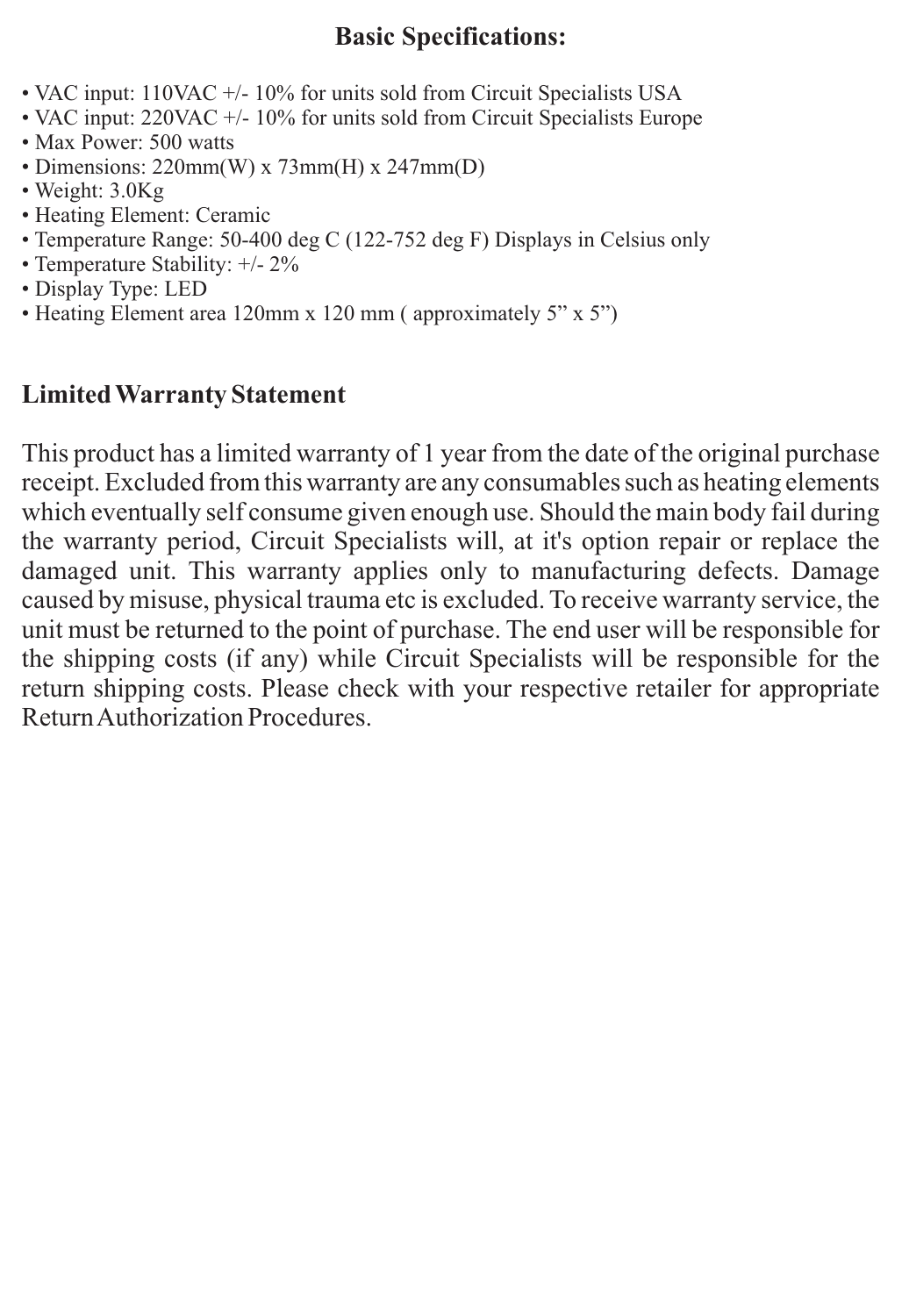## Basic Specifications:

- VAC input: 110VAC +/- 10% for units sold from Circuit Specialists USA
- VAC input: 220VAC +/- 10% for units sold from Circuit Specialists Europe
- Max Power: 500 watts
- Dimensions: 220mm(W) x 73mm(H) x 247mm(D)
- Weight: 3.0Kg
- Heating Element: Ceramic
- Temperature Range: 50-400 deg C (122-752 deg F) Displays in Celsius only
- Temperature Stability: +/- 2%
- Display Type: LED
- Heating Element area 120mm x 120 mm ( approximately 5” x 5”)

## Limited Warranty Statement

This product has a limited warranty of 1 year from the date of the original purchase receipt. Excluded from this warranty are any consumables such as heating elements which eventually self consume given enough use. Should the main body fail during the warranty period, Circuit Specialists will, at it's option repair or replace the damaged unit. This warranty applies only to manufacturing defects. Damage caused by misuse, physical trauma etc is excluded. To receive warranty service, the unit must be returned to the point of purchase. The end user will be responsible for the shipping costs (if any) while Circuit Specialists will be responsible for the return shipping costs. Please check with your respective retailer for appropriate Return Authorization Procedures.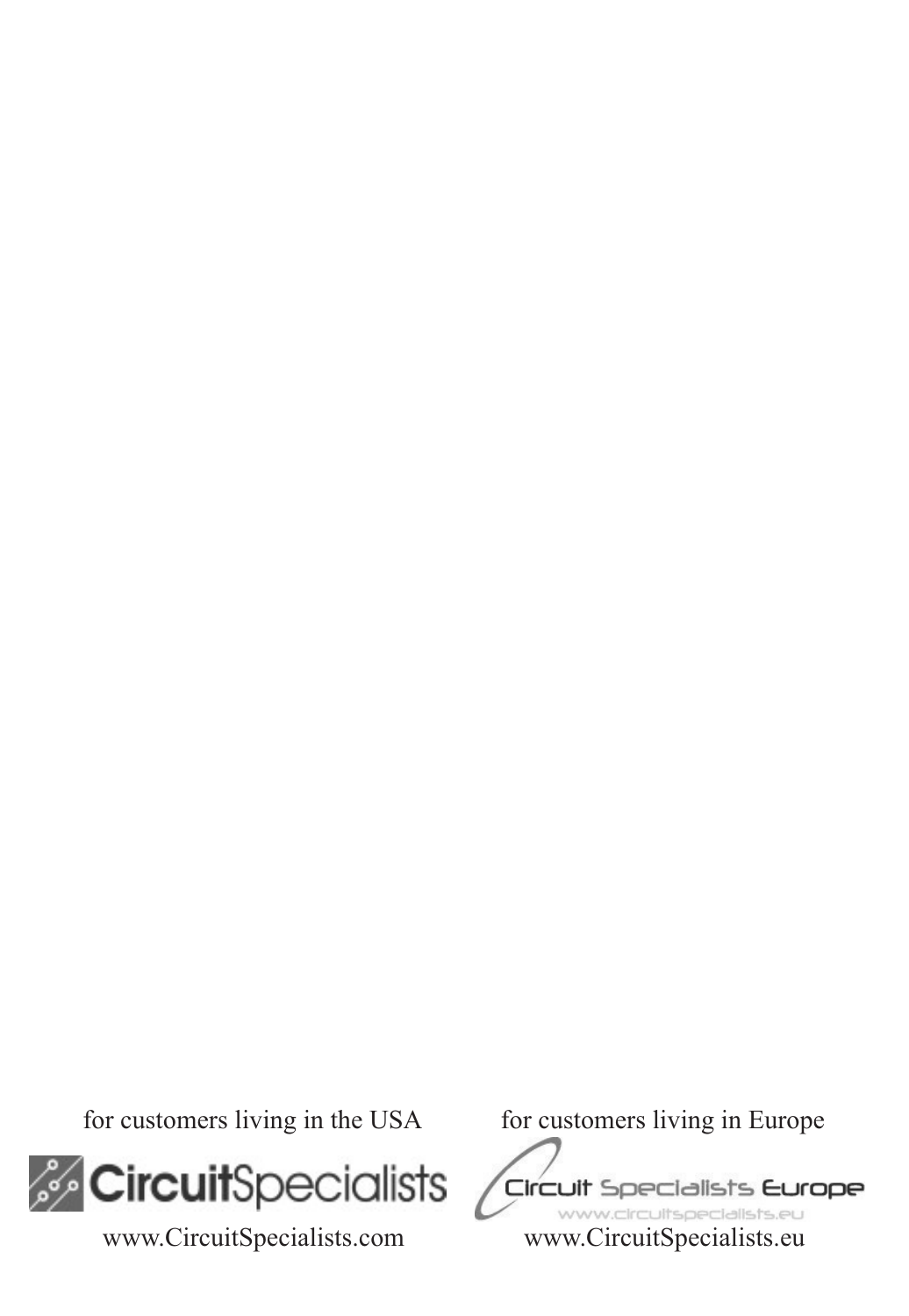for customers living in the USA

CircuitSpecialists

www.CircuitSpecialists.com

for customers living in Europe

Circuit Specialists Europe

www.circuitspecialists.eu

www.CircuitSpecialists.eu